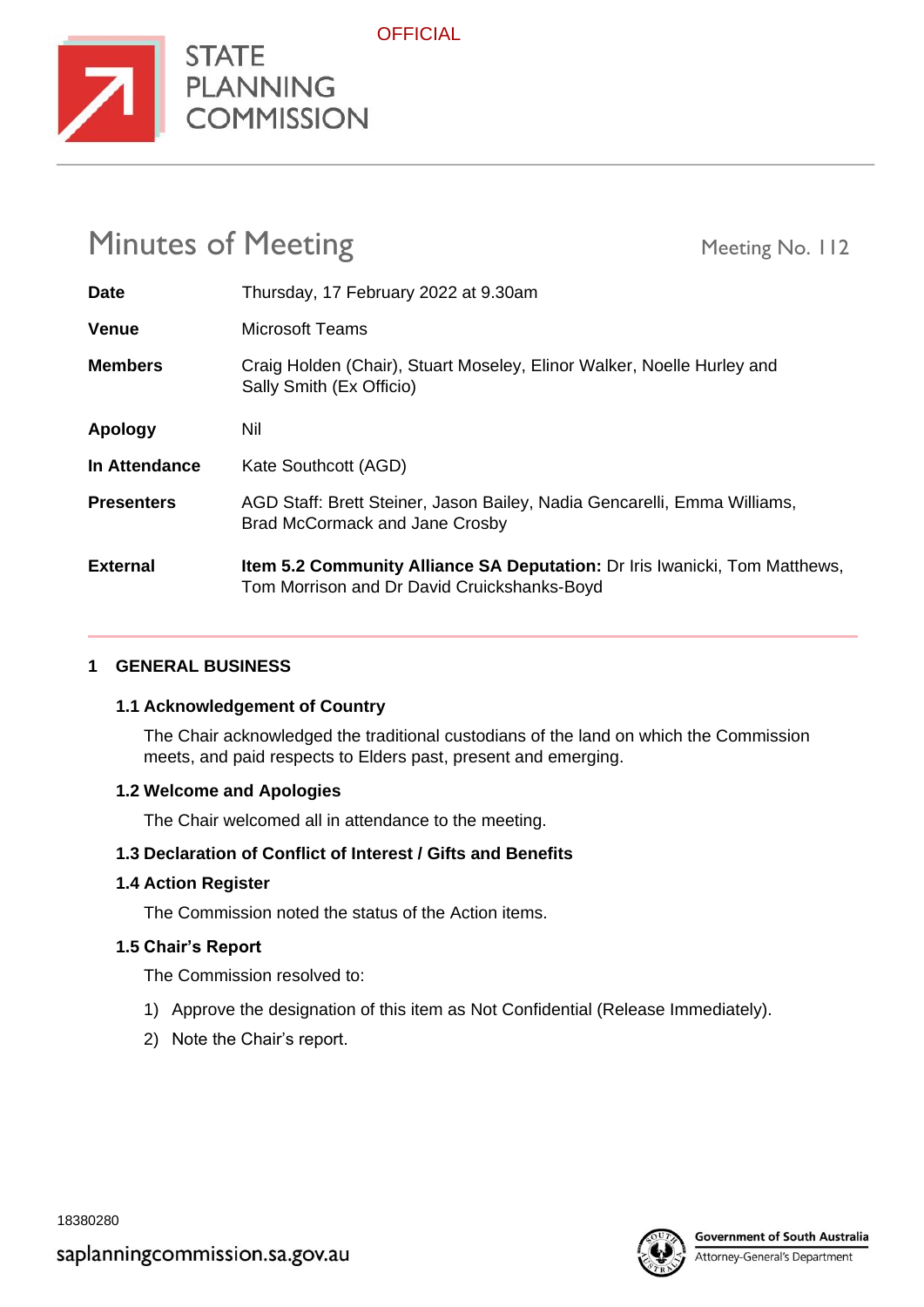OFFICIAL

STATE PLANNING COMMISSION

# Minutes of Meeting

Meeting No. 112

| | |
|---|---|
| **Date** | Thursday, 17 February 2022 at 9.30am |
| **Venue** | Microsoft Teams |
| **Members** | Craig Holden (Chair), Stuart Moseley, Elinor Walker, Noelle Hurley and Sally Smith (Ex Officio) |
| **Apology** | Nil |
| **In Attendance** | Kate Southcott (AGD) |
| **Presenters** | AGD Staff: Brett Steiner, Jason Bailey, Nadia Gencarelli, Emma Williams, Brad McCormack and Jane Crosby |
| **External** | **Item 5.2 Community Alliance SA Deputation:** Dr Iris Iwanicki, Tom Matthews, Tom Morrison and Dr David Cruickshanks-Boyd |

## 1 GENERAL BUSINESS

### 1.1 Acknowledgement of Country

The Chair acknowledged the traditional custodians of the land on which the Commission meets, and paid respects to Elders past, present and emerging.

### 1.2 Welcome and Apologies

The Chair welcomed all in attendance to the meeting.

### 1.3 Declaration of Conflict of Interest / Gifts and Benefits

### 1.4 Action Register

The Commission noted the status of the Action items.

### 1.5 Chair's Report

The Commission resolved to:

1) Approve the designation of this item as Not Confidential (Release Immediately).
2) Note the Chair's report.

18380280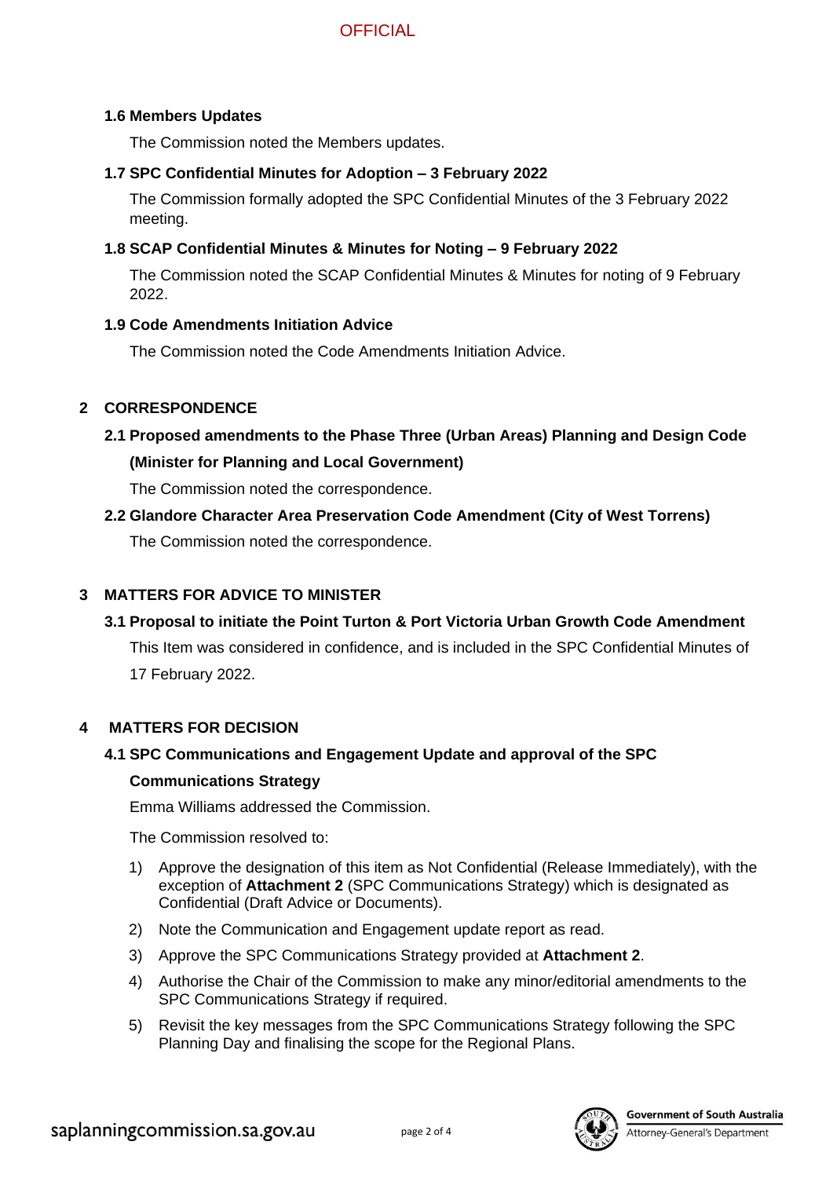### 1.6 Members Updates

The Commission noted the Members updates.

### 1.7 SPC Confidential Minutes for Adoption – 3 February 2022

The Commission formally adopted the SPC Confidential Minutes of the 3 February 2022 meeting.

### 1.8 SCAP Confidential Minutes & Minutes for Noting – 9 February 2022

The Commission noted the SCAP Confidential Minutes & Minutes for noting of 9 February 2022.

### 1.9 Code Amendments Initiation Advice

The Commission noted the Code Amendments Initiation Advice.

## 2 CORRESPONDENCE

### 2.1 Proposed amendments to the Phase Three (Urban Areas) Planning and Design Code (Minister for Planning and Local Government)

The Commission noted the correspondence.

### 2.2 Glandore Character Area Preservation Code Amendment (City of West Torrens)

The Commission noted the correspondence.

## 3 MATTERS FOR ADVICE TO MINISTER

### 3.1 Proposal to initiate the Point Turton & Port Victoria Urban Growth Code Amendment

This Item was considered in confidence, and is included in the SPC Confidential Minutes of 17 February 2022.

## 4 MATTERS FOR DECISION

### 4.1 SPC Communications and Engagement Update and approval of the SPC Communications Strategy

Emma Williams addressed the Commission.

The Commission resolved to:

1) Approve the designation of this item as Not Confidential (Release Immediately), with the exception of **Attachment 2** (SPC Communications Strategy) which is designated as Confidential (Draft Advice or Documents).
2) Note the Communication and Engagement update report as read.
3) Approve the SPC Communications Strategy provided at **Attachment 2**.
4) Authorise the Chair of the Commission to make any minor/editorial amendments to the SPC Communications Strategy if required.
5) Revisit the key messages from the SPC Communications Strategy following the SPC Planning Day and finalising the scope for the Regional Plans.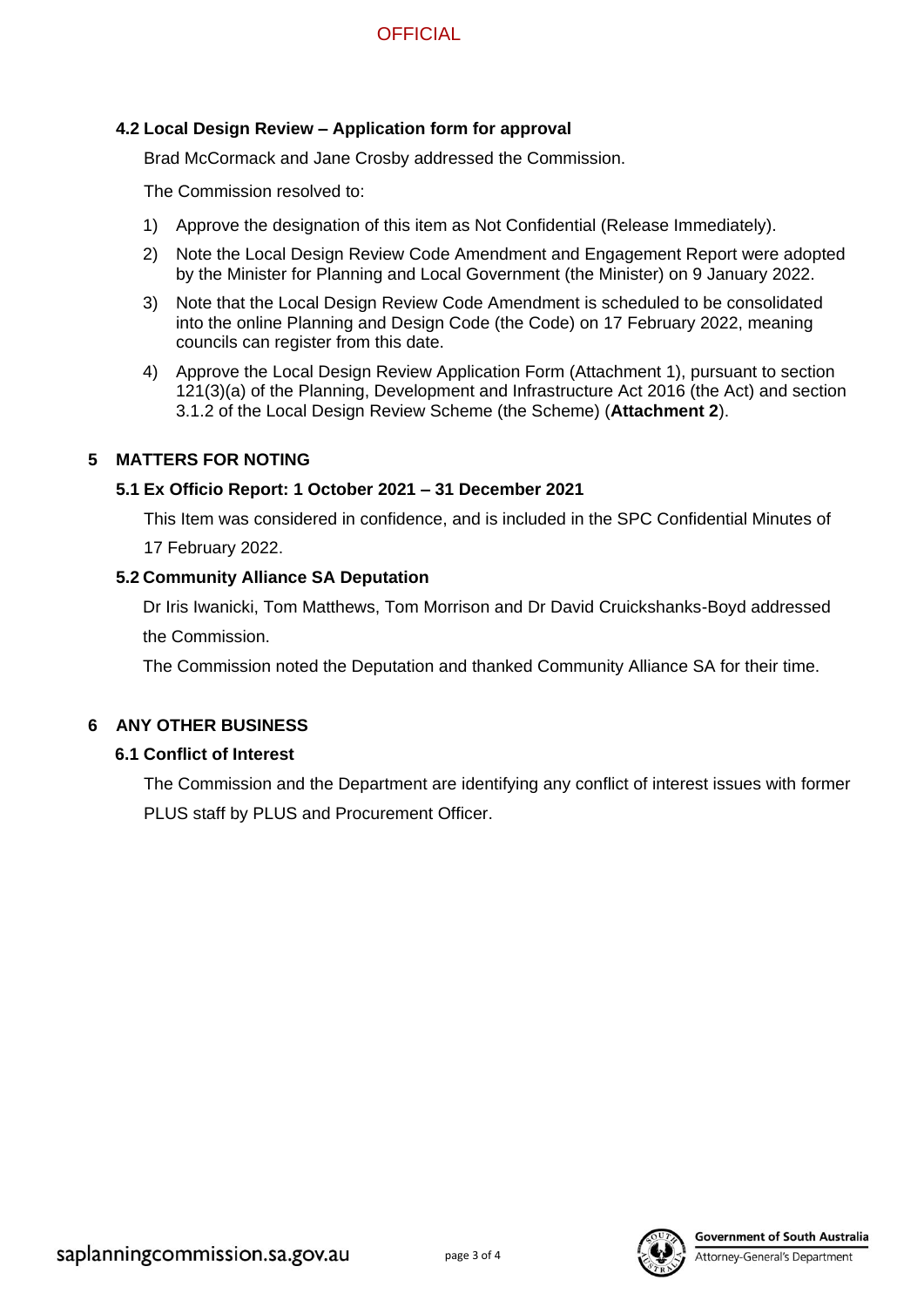### 4.2 Local Design Review – Application form for approval

Brad McCormack and Jane Crosby addressed the Commission.

The Commission resolved to:

1) Approve the designation of this item as Not Confidential (Release Immediately).
2) Note the Local Design Review Code Amendment and Engagement Report were adopted by the Minister for Planning and Local Government (the Minister) on 9 January 2022.
3) Note that the Local Design Review Code Amendment is scheduled to be consolidated into the online Planning and Design Code (the Code) on 17 February 2022, meaning councils can register from this date.
4) Approve the Local Design Review Application Form (Attachment 1), pursuant to section 121(3)(a) of the Planning, Development and Infrastructure Act 2016 (the Act) and section 3.1.2 of the Local Design Review Scheme (the Scheme) (**Attachment 2**).

## 5 MATTERS FOR NOTING

### 5.1 Ex Officio Report: 1 October 2021 – 31 December 2021

This Item was considered in confidence, and is included in the SPC Confidential Minutes of 17 February 2022.

### 5.2 Community Alliance SA Deputation

Dr Iris Iwanicki, Tom Matthews, Tom Morrison and Dr David Cruickshanks-Boyd addressed the Commission.

The Commission noted the Deputation and thanked Community Alliance SA for their time.

## 6 ANY OTHER BUSINESS

### 6.1 Conflict of Interest

The Commission and the Department are identifying any conflict of interest issues with former PLUS staff by PLUS and Procurement Officer.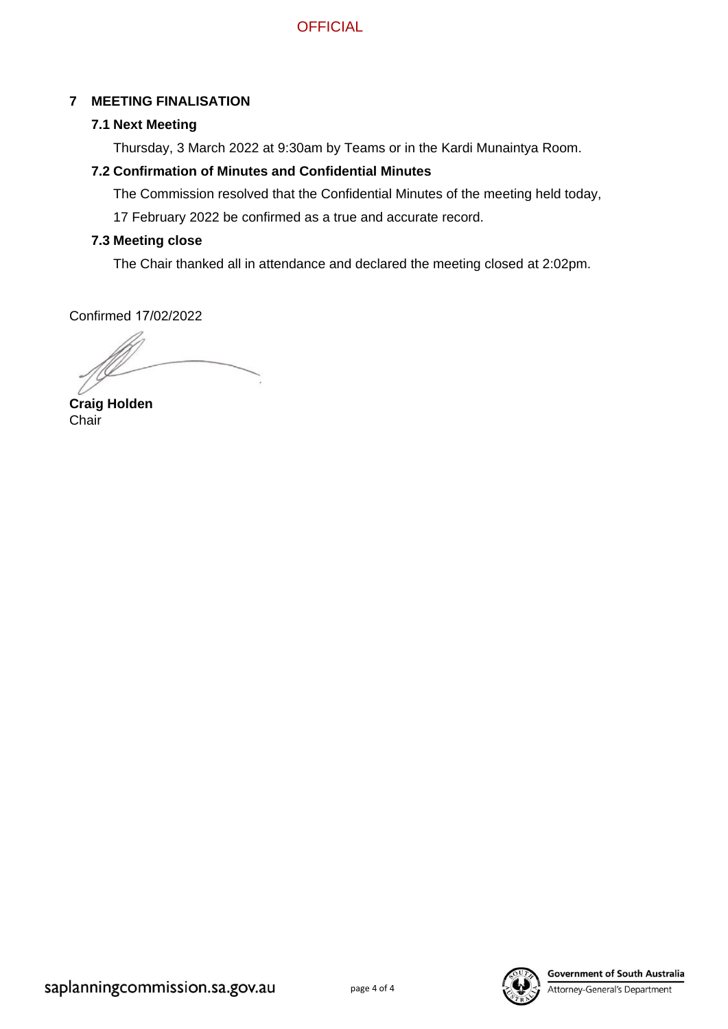## 7 MEETING FINALISATION

### 7.1 Next Meeting

Thursday, 3 March 2022 at 9:30am by Teams or in the Kardi Munaintya Room.

### 7.2 Confirmation of Minutes and Confidential Minutes

The Commission resolved that the Confidential Minutes of the meeting held today, 17 February 2022 be confirmed as a true and accurate record.

### 7.3 Meeting close

The Chair thanked all in attendance and declared the meeting closed at 2:02pm.

Confirmed 17/02/2022

**Craig Holden**
Chair